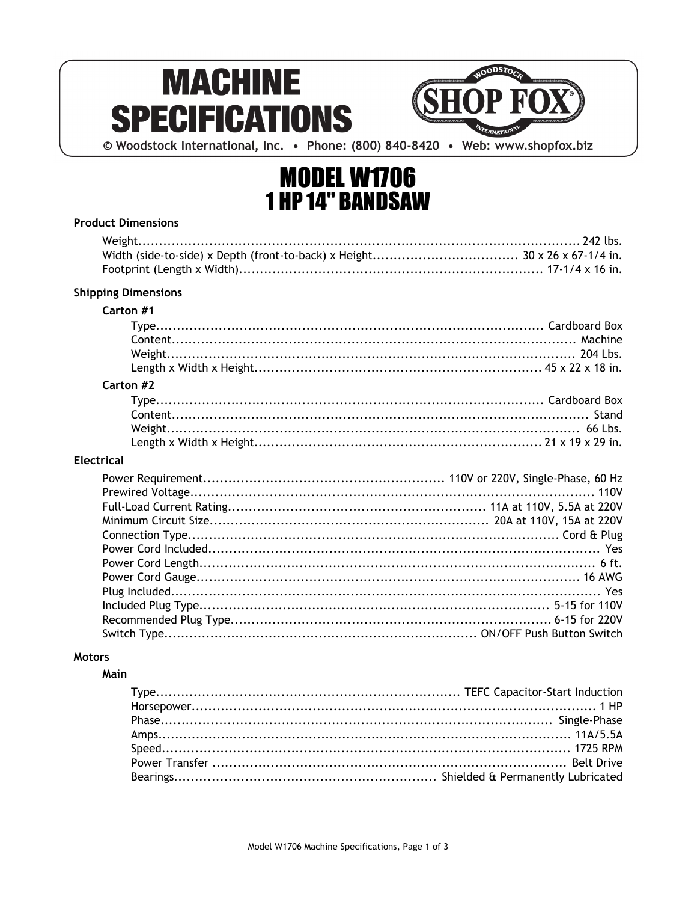# MACHINE SPECIFICATIONS

SHOP FOX

© Woodstock International, Inc. • Phone: (800) 840-8420 • Web: www.shopfox.biz

# MODEL W1706
# 1 HP 14" BANDSAW

### Product Dimensions

- Weight: 242 lbs.
- Width (side-to-side) x Depth (front-to-back) x Height: 30 x 26 x 67-1/4 in.
- Footprint (Length x Width): 17-1/4 x 16 in.

### Shipping Dimensions

#### Carton #1

- Type: Cardboard Box
- Content: Machine
- Weight: 204 Lbs.
- Length x Width x Height: 45 x 22 x 18 in.

#### Carton #2

- Type: Cardboard Box
- Content: Stand
- Weight: 66 Lbs.
- Length x Width x Height: 21 x 19 x 29 in.

### Electrical

- Power Requirement: 110V or 220V, Single-Phase, 60 Hz
- Prewired Voltage: 110V
- Full-Load Current Rating: 11A at 110V, 5.5A at 220V
- Minimum Circuit Size: 20A at 110V, 15A at 220V
- Connection Type: Cord & Plug
- Power Cord Included: Yes
- Power Cord Length: 6 ft.
- Power Cord Gauge: 16 AWG
- Plug Included: Yes
- Included Plug Type: 5-15 for 110V
- Recommended Plug Type: 6-15 for 220V
- Switch Type: ON/OFF Push Button Switch

### Motors

#### Main

- Type: TEFC Capacitor-Start Induction
- Horsepower: 1 HP
- Phase: Single-Phase
- Amps: 11A/5.5A
- Speed: 1725 RPM
- Power Transfer: Belt Drive
- Bearings: Shielded & Permanently Lubricated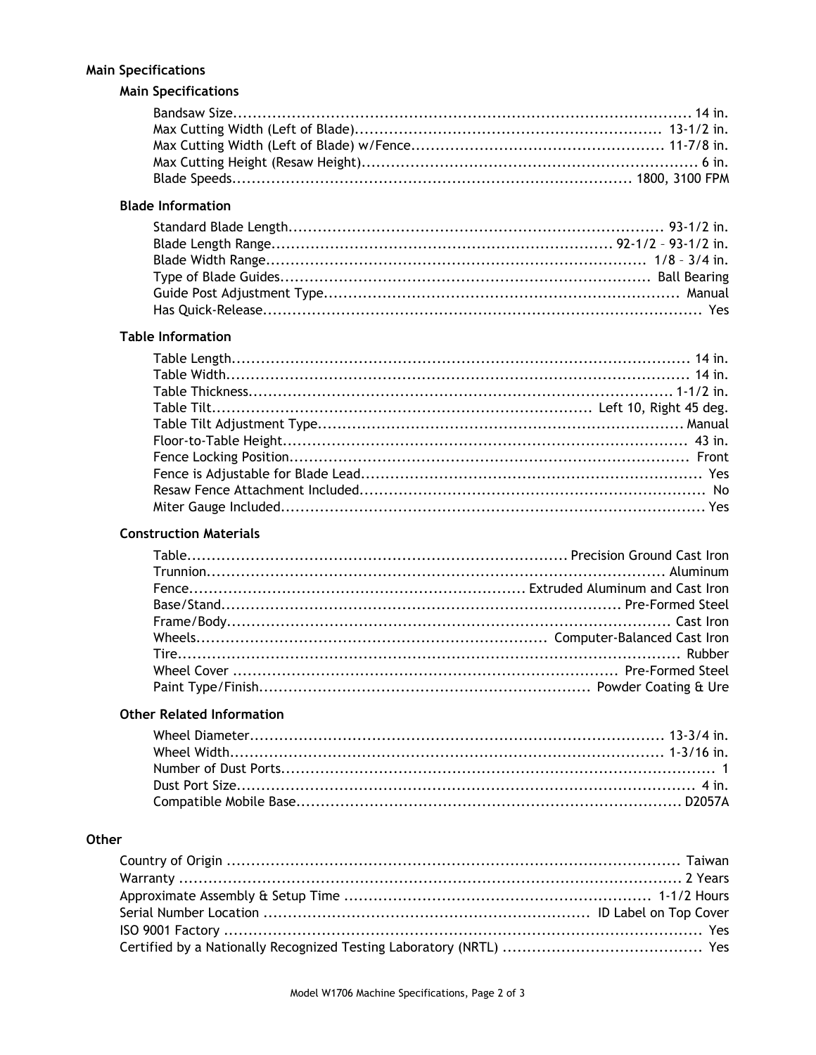## Main Specifications

### Main Specifications

- Bandsaw Size: 14 in.
- Max Cutting Width (Left of Blade): 13-1/2 in.
- Max Cutting Width (Left of Blade) w/Fence: 11-7/8 in.
- Max Cutting Height (Resaw Height): 6 in.
- Blade Speeds: 1800, 3100 FPM

### Blade Information

- Standard Blade Length: 93-1/2 in.
- Blade Length Range: 92-1/2 – 93-1/2 in.
- Blade Width Range: 1/8 – 3/4 in.
- Type of Blade Guides: Ball Bearing
- Guide Post Adjustment Type: Manual
- Has Quick-Release: Yes

### Table Information

- Table Length: 14 in.
- Table Width: 14 in.
- Table Thickness: 1-1/2 in.
- Table Tilt: Left 10, Right 45 deg.
- Table Tilt Adjustment Type: Manual
- Floor-to-Table Height: 43 in.
- Fence Locking Position: Front
- Fence is Adjustable for Blade Lead: Yes
- Resaw Fence Attachment Included: No
- Miter Gauge Included: Yes

### Construction Materials

- Table: Precision Ground Cast Iron
- Trunnion: Aluminum
- Fence: Extruded Aluminum and Cast Iron
- Base/Stand: Pre-Formed Steel
- Frame/Body: Cast Iron
- Wheels: Computer-Balanced Cast Iron
- Tire: Rubber
- Wheel Cover: Pre-Formed Steel
- Paint Type/Finish: Powder Coating & Ure

### Other Related Information

- Wheel Diameter: 13-3/4 in.
- Wheel Width: 1-3/16 in.
- Number of Dust Ports: 1
- Dust Port Size: 4 in.
- Compatible Mobile Base: D2057A

## Other

- Country of Origin: Taiwan
- Warranty: 2 Years
- Approximate Assembly & Setup Time: 1-1/2 Hours
- Serial Number Location: ID Label on Top Cover
- ISO 9001 Factory: Yes
- Certified by a Nationally Recognized Testing Laboratory (NRTL): Yes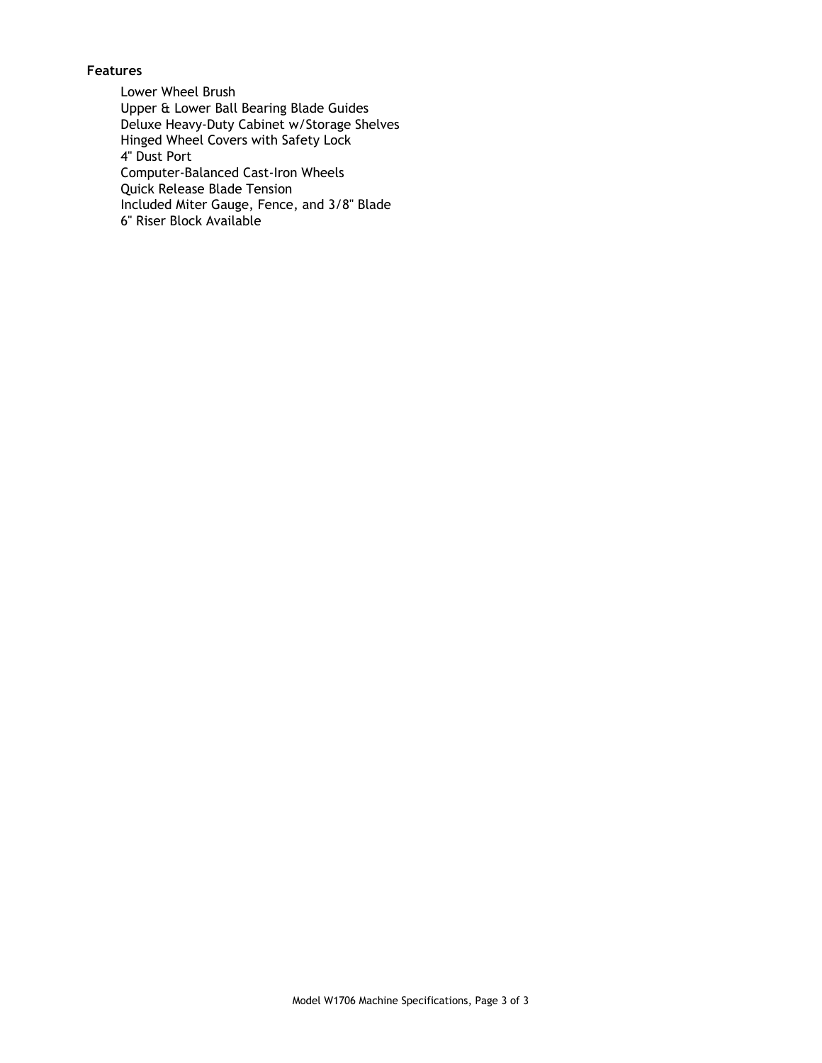**Features**

- Lower Wheel Brush
- Upper & Lower Ball Bearing Blade Guides
- Deluxe Heavy-Duty Cabinet w/Storage Shelves
- Hinged Wheel Covers with Safety Lock
- 4" Dust Port
- Computer-Balanced Cast-Iron Wheels
- Quick Release Blade Tension
- Included Miter Gauge, Fence, and 3/8" Blade
- 6" Riser Block Available